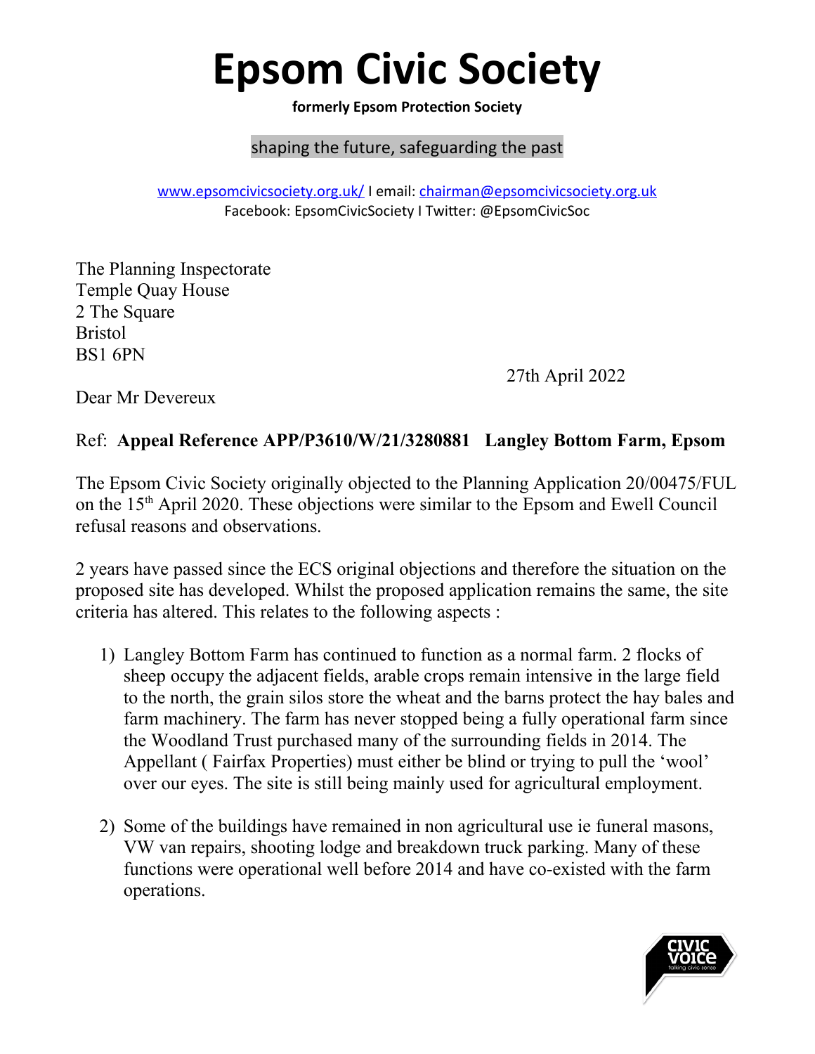# Epsom Civic Society

**formerly Epsom Protection Society**

shaping the future, safeguarding the past

www.epsomcivicsociety.org.uk/ I email: chairman@epsomcivicsociety.org.uk
Facebook: EpsomCivicSociety I Twitter: @EpsomCivicSoc

The Planning Inspectorate
Temple Quay House
2 The Square
Bristol
BS1 6PN

27th April 2022

Dear Mr Devereux

Ref: **Appeal Reference APP/P3610/W/21/3280881 Langley Bottom Farm, Epsom**

The Epsom Civic Society originally objected to the Planning Application 20/00475/FUL on the 15th April 2020. These objections were similar to the Epsom and Ewell Council refusal reasons and observations.

2 years have passed since the ECS original objections and therefore the situation on the proposed site has developed. Whilst the proposed application remains the same, the site criteria has altered. This relates to the following aspects :

1) Langley Bottom Farm has continued to function as a normal farm. 2 flocks of sheep occupy the adjacent fields, arable crops remain intensive in the large field to the north, the grain silos store the wheat and the barns protect the hay bales and farm machinery. The farm has never stopped being a fully operational farm since the Woodland Trust purchased many of the surrounding fields in 2014. The Appellant ( Fairfax Properties) must either be blind or trying to pull the 'wool' over our eyes. The site is still being mainly used for agricultural employment.

2) Some of the buildings have remained in non agricultural use ie funeral masons, VW van repairs, shooting lodge and breakdown truck parking. Many of these functions were operational well before 2014 and have co-existed with the farm operations.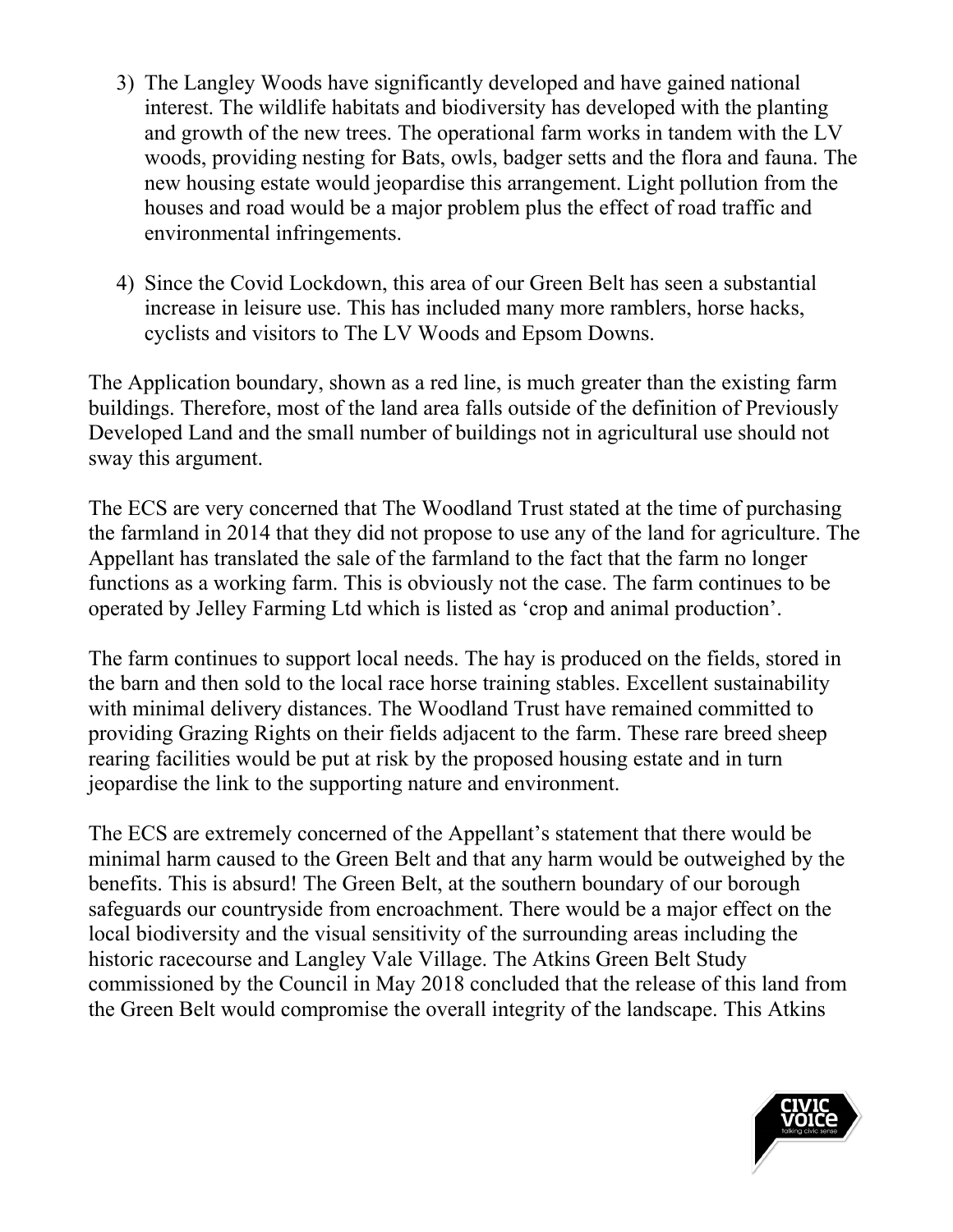3) The Langley Woods have significantly developed and have gained national interest. The wildlife habitats and biodiversity has developed with the planting and growth of the new trees. The operational farm works in tandem with the LV woods, providing nesting for Bats, owls, badger setts and the flora and fauna. The new housing estate would jeopardise this arrangement. Light pollution from the houses and road would be a major problem plus the effect of road traffic and environmental infringements.

4) Since the Covid Lockdown, this area of our Green Belt has seen a substantial increase in leisure use. This has included many more ramblers, horse hacks, cyclists and visitors to The LV Woods and Epsom Downs.

The Application boundary, shown as a red line, is much greater than the existing farm buildings. Therefore, most of the land area falls outside of the definition of Previously Developed Land and the small number of buildings not in agricultural use should not sway this argument.

The ECS are very concerned that The Woodland Trust stated at the time of purchasing the farmland in 2014 that they did not propose to use any of the land for agriculture. The Appellant has translated the sale of the farmland to the fact that the farm no longer functions as a working farm. This is obviously not the case. The farm continues to be operated by Jelley Farming Ltd which is listed as 'crop and animal production'.

The farm continues to support local needs. The hay is produced on the fields, stored in the barn and then sold to the local race horse training stables. Excellent sustainability with minimal delivery distances. The Woodland Trust have remained committed to providing Grazing Rights on their fields adjacent to the farm. These rare breed sheep rearing facilities would be put at risk by the proposed housing estate and in turn jeopardise the link to the supporting nature and environment.

The ECS are extremely concerned of the Appellant's statement that there would be minimal harm caused to the Green Belt and that any harm would be outweighed by the benefits. This is absurd! The Green Belt, at the southern boundary of our borough safeguards our countryside from encroachment. There would be a major effect on the local biodiversity and the visual sensitivity of the surrounding areas including the historic racecourse and Langley Vale Village. The Atkins Green Belt Study commissioned by the Council in May 2018 concluded that the release of this land from the Green Belt would compromise the overall integrity of the landscape. This Atkins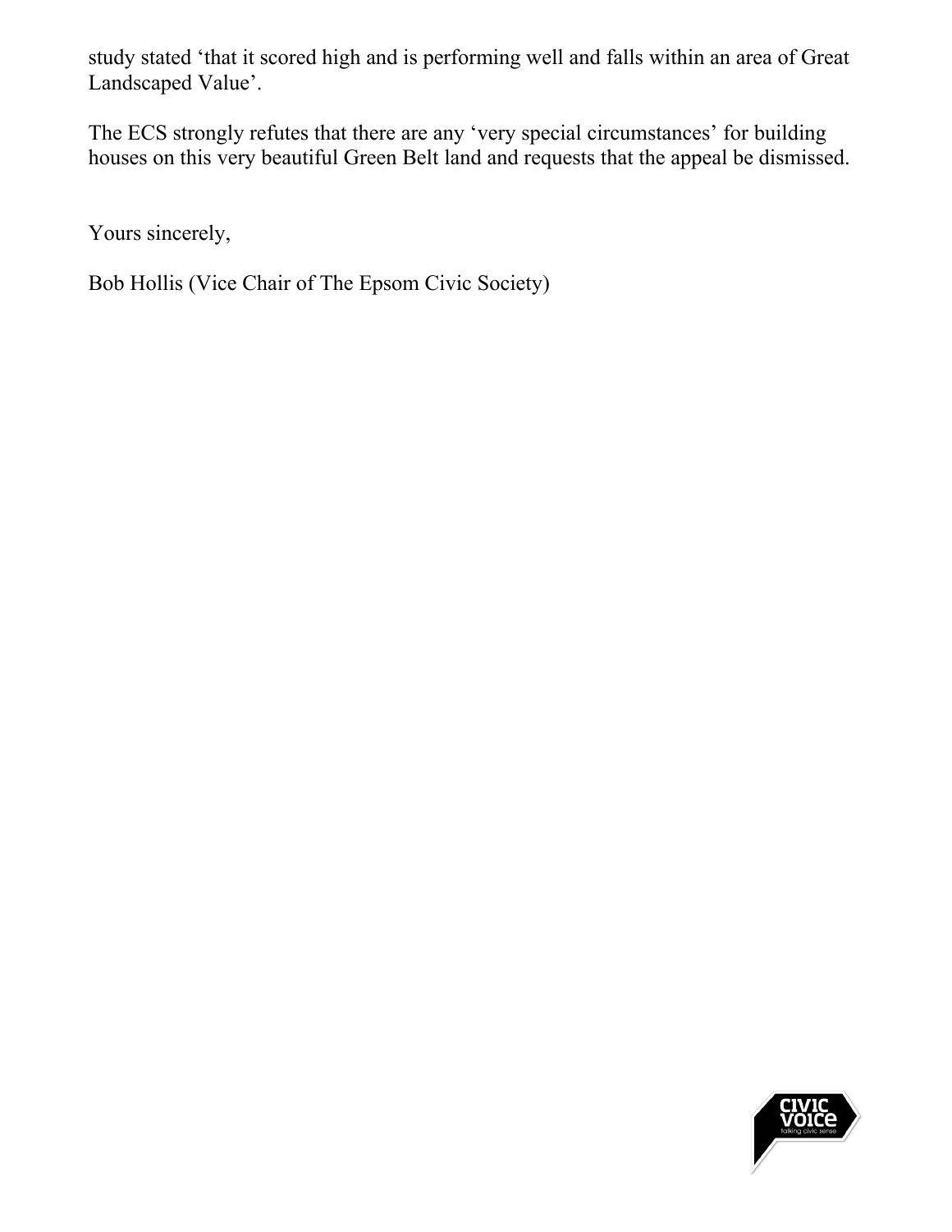study stated 'that it scored high and is performing well and falls within an area of Great Landscaped Value'.

The ECS strongly refutes that there are any 'very special circumstances' for building houses on this very beautiful Green Belt land and requests that the appeal be dismissed.

Yours sincerely,

Bob Hollis (Vice Chair of The Epsom Civic Society)